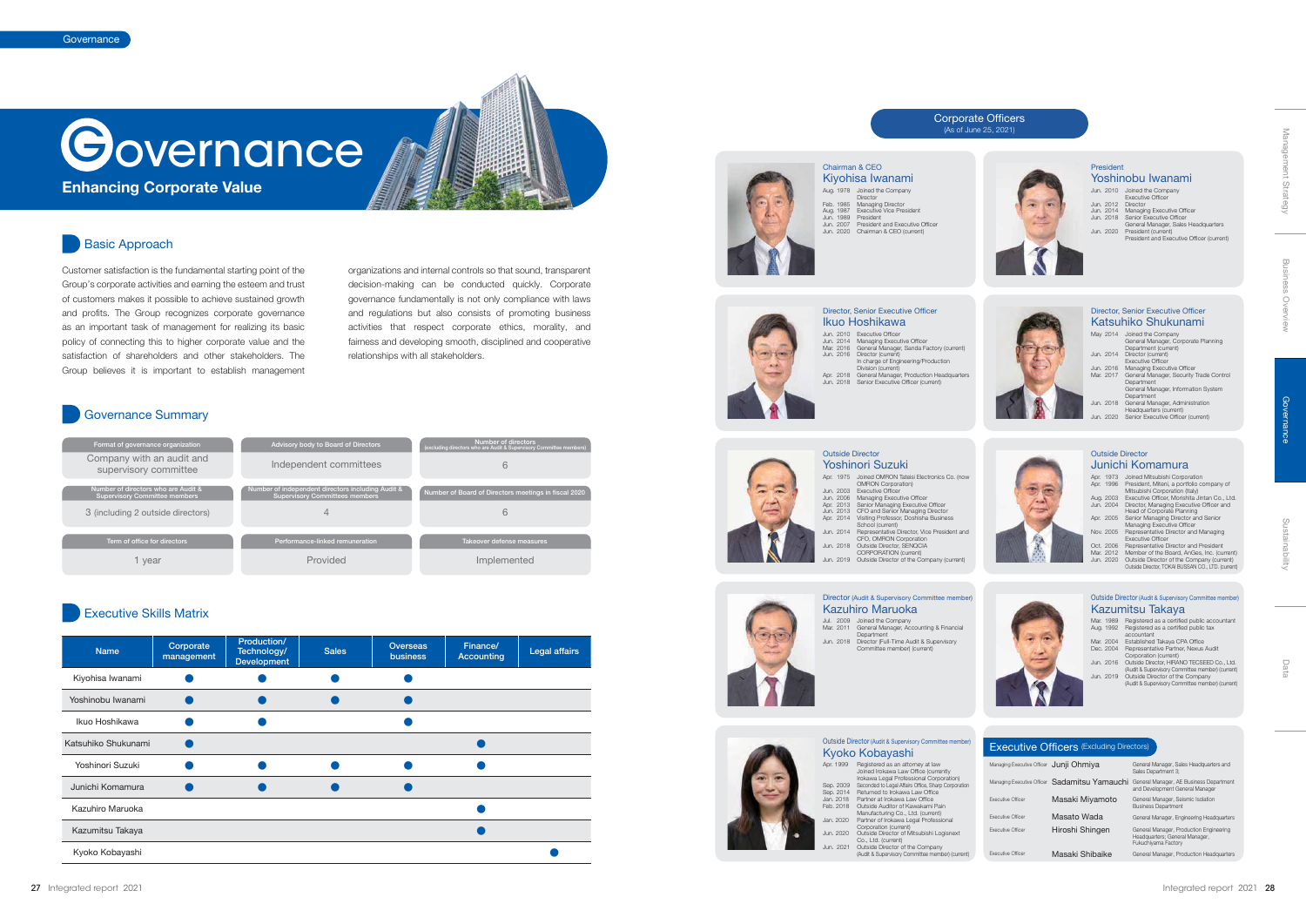# Governance

## Enhancing Corporate Value

### Basic Approach

Customer satisfaction is the fundamental starting point of the Group's corporate activities and earning the esteem and trust of customers makes it possible to achieve sustained growth and profits. The Group recognizes corporate governance as an important task of management for realizing its basic policy of connecting this to higher corporate value and the satisfaction of shareholders and other stakeholders. The Group believes it is important to establish management organizations and internal controls so that sound, transparent decision-making can be conducted quickly. Corporate governance fundamentally is not only compliance with laws and regulations but also consists of promoting business activities that respect corporate ethics, morality, and fairness and developing smooth, disciplined and cooperative relationships with all stakeholders.

### Governance Summary

| Format of governance organization | Advisory body to Board of Directors | Number of directors (excluding directors who are Audit & Supervisory Committee members) |
|---|---|---|
| Company with an audit and supervisory committee | Independent committees | 6 |
| **Number of directors who are Audit & Supervisory Committee members** | **Number of independent directors including Audit & Supervisory Committees members** | **Number of Board of Directors meetings in fiscal 2020** |
| 3 (including 2 outside directors) | 4 | 6 |
| **Term of office for directors** | **Performance-linked remuneration** | **Takeover defense measures** |
| 1 year | Provided | Implemented |

### Executive Skills Matrix

| Name | Corporate management | Production/ Technology/ Development | Sales | Overseas business | Finance/ Accounting | Legal affairs |
|---|---|---|---|---|---|---|
| Kiyohisa Iwanami | ● | ● | ● | ● | | |
| Yoshinobu Iwanami | ● | ● | ● | ● | | |
| Ikuo Hoshikawa | ● | ● | | ● | | |
| Katsuhiko Shukunami | ● | | | | ● | |
| Yoshinori Suzuki | ● | ● | ● | ● | ● | |
| Junichi Komamura | ● | ● | ● | ● | | |
| Kazuhiro Maruoka | | | | | ● | |
| Kazumitsu Takaya | | | | | ● | |
| Kyoko Kobayashi | | | | | | ● |

## Corporate Officers

(As of June 25, 2021)

**Chairman & CEO**
**Kiyohisa Iwanami**

- Aug. 1978 Joined the Company; Director
- Feb. 1985 Managing Director
- Aug. 1987 Executive Vice President
- Jun. 1989 President
- Jun. 2007 President and Executive Officer
- Jun. 2020 Chairman & CEO (current)

**President**
**Yoshinobu Iwanami**

- Jun. 2010 Joined the Company; Executive Officer
- Jun. 2012 Director
- Jun. 2014 Managing Executive Officer
- Jun. 2018 Senior Executive Officer; General Manager, Sales Headquarters
- Jun. 2020 President (current); President and Executive Officer (current)

**Director, Senior Executive Officer**
**Ikuo Hoshikawa**

- Jun. 2010 Executive Officer
- Jun. 2014 Managing Executive Officer
- Mar. 2016 General Manager, Sanda Factory (current)
- Jun. 2016 Director (current); In charge of Engineering/Production Division (current)
- Apr. 2018 General Manager, Production Headquarters
- Jun. 2018 Senior Executive Officer (current)

**Director, Senior Executive Officer**
**Katsuhiko Shukunami**

- May 2014 Joined the Company; General Manager, Corporate Planning Department (current)
- Jun. 2014 Director (current); Executive Officer
- Jun. 2016 Managing Executive Officer
- Mar. 2017 General Manager, Security Trade Control Department; General Manager, Information System Department
- Jun. 2018 General Manager, Administration Headquarters (current)
- Jun. 2020 Senior Executive Officer (current)

**Outside Director**
**Yoshinori Suzuki**

- Apr. 1975 Joined OMRON Tateisi Electronics Co. (now OMRON Corporation)
- Jun. 2003 Executive Officer
- Jun. 2006 Managing Executive Officer
- Apr. 2013 Senior Managing Executive Officer
- Jun. 2013 CFO and Senior Managing Director
- Apr. 2014 Visiting Professor, Doshisha Business School (current)
- Jun. 2014 Representative Director, Vice President and CFO, OMRON Corporation
- Jun. 2018 Outside Director, SENQCIA CORPORATION (current)
- Jun. 2019 Outside Director of the Company (current)

**Outside Director**
**Junichi Komamura**

- Apr. 1973 Joined Mitsubishi Corporation
- Apr. 1996 President, Mitan, a portfolio company of Mitsubishi Corporation (Italy)
- Aug. 2003 Executive Officer, Morishita Jintan Co., Ltd.
- Jun. 2004 Director, Managing Executive Officer and Head of Corporate Planning
- Apr. 2005 Senior Managing Director and Senior Managing Executive Officer
- Nov. 2005 Representative Director and Managing Executive Officer
- Oct. 2006 Representative Director and President
- Mar. 2012 Member of the Board, AnGes, Inc. (current)
- Jun. 2020 Outside Director of the Company (current); Outside Director, TOKAI BUSSAN CO., LTD. (current)

**Director** (Audit & Supervisory Committee member)
**Kazuhiro Maruoka**

- Jul. 2009 Joined the Company
- Mar. 2011 General Manager, Accounting & Financial Department
- Jun. 2018 Director (Full-Time Audit & Supervisory Committee member) (current)

**Outside Director** (Audit & Supervisory Committee member)
**Kazumitsu Takaya**

- Mar. 1989 Registered as a certified public accountant
- Aug. 1992 Registered as a certified public tax accountant
- Mar. 2004 Established Takaya CPA Office
- Dec. 2004 Representative Partner, Nexus Audit Corporation (current)
- Jun. 2016 Outside Director, HIRANO TECSEED Co., Ltd. (Audit & Supervisory Committee member) (current)
- Jun. 2019 Outside Director of the Company (Audit & Supervisory Committee member) (current)

**Outside Director** (Audit & Supervisory Committee member)
**Kyoko Kobayashi**

- Apr. 1999 Registered as an attorney at law; Joined Irokawa Law Office (currently Irokawa Legal Professional Corporation)
- Sep. 2009 Seconded to Legal Affairs Office, Sharp Corporation
- Sep. 2014 Returned to Irokawa Law Office
- Jan. 2018 Partner at Irokawa Law Office
- Feb. 2018 Outside Auditor of Kawakami Paint Manufacturing Co., Ltd. (current)
- Jan. 2020 Partner of Irokawa Legal Professional Corporation (current)
- Jun. 2020 Outside Director of Mitsubishi Logisnext Co., Ltd. (current)
- Jun. 2021 Outside Director of the Company (Audit & Supervisory Committee member) (current)

### Executive Officers (Excluding Directors)

| Title | Name | Position |
|---|---|---|
| Managing Executive Officer | Junji Ohmiya | General Manager, Sales Headquarters and Sales Department 3 |
| Managing Executive Officer | Sadamitsu Yamauchi | General Manager, AE Business Department and Development General Manager |
| Executive Officer | Masaki Miyamoto | General Manager, Seismic Isolation Business Department |
| Executive Officer | Masato Wada | General Manager, Engineering Headquarters |
| Executive Officer | Hiroshi Shingen | General Manager, Production Engineering Headquarters; General Manager, Fukuchiyama Factory |
| Executive Officer | Masaki Shibaike | General Manager, Production Headquarters |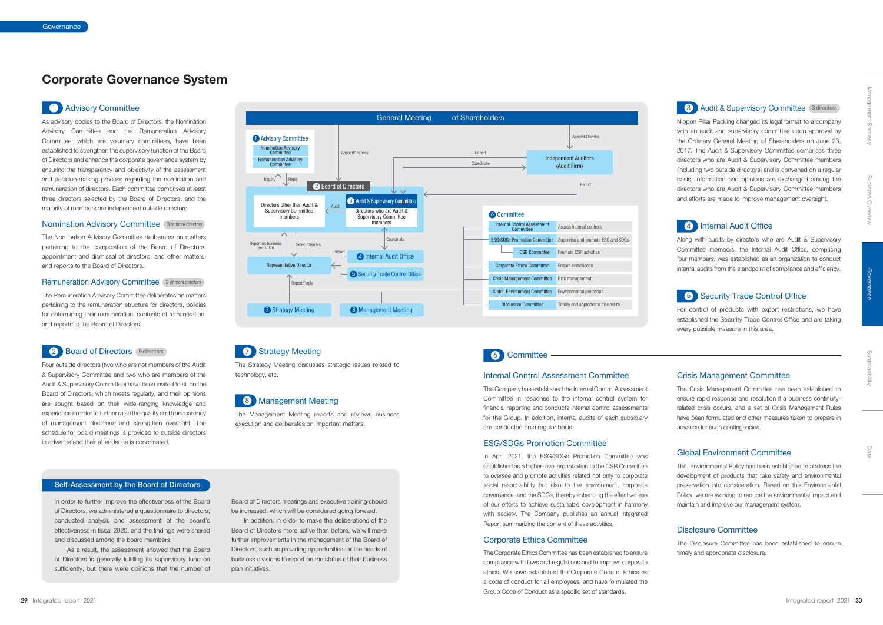# Corporate Governance System

## 1 Advisory Committee

As advisory bodies to the Board of Directors, the Nomination Advisory Committee and the Remuneration Advisory Committee, which are voluntary committees, have been established to strengthen the supervisory function of the Board of Directors and enhance the corporate governance system by ensuring the transparency and objectivity of the assessment and decision-making process regarding the nomination and remuneration of directors. Each committee comprises at least three directors selected by the Board of Directors, and the majority of members are independent outside directors.

### Nomination Advisory Committee (3 or more directors)

The Nomination Advisory Committee deliberates on matters pertaining to the composition of the Board of Directors, appointment and dismissal of directors, and other matters, and reports to the Board of Directors.

### Remuneration Advisory Committee (3 or more directors)

The Remuneration Advisory Committee deliberates on matters pertaining to the remuneration structure for directors, policies for determining their remuneration, contents of remuneration, and reports to the Board of Directors.

## 2 Board of Directors (9 directors)

Four outside directors (two who are not members of the Audit & Supervisory Committee and two who are members of the Audit & Supervisory Committee) have been invited to sit on the Board of Directors, which meets regularly, and their opinions are sought based on their wide-ranging knowledge and experience in order to further raise the quality and transparency of management decisions and strengthen oversight. The schedule for board meetings is provided to outside directors in advance and their attendance is coordinated.

## 7 Strategy Meeting

The Strategy Meeting discusses strategic issues related to technology, etc.

## 8 Management Meeting

The Management Meeting reports and reviews business execution and deliberates on important matters.

## Self-Assessment by the Board of Directors

In order to further improve the effectiveness of the Board of Directors, we administered a questionnaire to directors, conducted analysis and assessment of the board's effectiveness in fiscal 2020, and the findings were shared and discussed among the board members.

As a result, the assessment showed that the Board of Directors is generally fulfilling its supervisory function sufficiently, but there were opinions that the number of Board of Directors meetings and executive training should be increased, which will be considered going forward.

In addition, in order to make the deliberations of the Board of Directors more active than before, we will make further improvements in the management of the Board of Directors, such as providing opportunities for the heads of business divisions to report on the status of their business plan initiatives.

## 3 Audit & Supervisory Committee (3 directors)

Nippon Pillar Packing changed its legal format to a company with an audit and supervisory committee upon approval by the Ordinary General Meeting of Shareholders on June 23, 2017. The Audit & Supervisory Committee comprises three directors who are Audit & Supervisory Committee members (including two outside directors) and is convened on a regular basis. Information and opinions are exchanged among the directors who are Audit & Supervisory Committee members and efforts are made to improve management oversight.

## 4 Internal Audit Office

Along with audits by directors who are Audit & Supervisory Committee members, the Internal Audit Office, comprising four members, was established as an organization to conduct internal audits from the standpoint of compliance and efficiency.

## 5 Security Trade Control Office

For control of products with export restrictions, we have established the Security Trade Control Office and are taking every possible measure in this area.

## 6 Committee

### Internal Control Assessment Committee

The Company has established the Internal Control Assessment Committee in response to the internal control system for financial reporting and conducts internal control assessments for the Group. In addition, internal audits of each subsidiary are conducted on a regular basis.

### ESG/SDGs Promotion Committee

In April 2021, the ESG/SDGs Promotion Committee was established as a higher-level organization to the CSR Committee to oversee and promote activities related not only to corporate social responsibility but also to the environment, corporate governance, and the SDGs, thereby enhancing the effectiveness of our efforts to achieve sustainable development in harmony with society. The Company publishes an annual Integrated Report summarizing the content of these activities.

### Corporate Ethics Committee

The Corporate Ethics Committee has been established to ensure compliance with laws and regulations and to improve corporate ethics. We have established the Corporate Code of Ethics as a code of conduct for all employees, and have formulated the Group Code of Conduct as a specific set of standards.

### Crisis Management Committee

The Crisis Management Committee has been established to ensure rapid response and resolution if a business continuity-related crisis occurs, and a set of Crisis Management Rules have been formulated and other measures taken to prepare in advance for such contingencies.

### Global Environment Committee

The Environmental Policy has been established to address the development of products that take safety and environmental preservation into consideration. Based on this Environmental Policy, we are working to reduce the environmental impact and maintain and improve our management system.

### Disclosure Committee

The Disclosure Committee has been established to ensure timely and appropriate disclosure.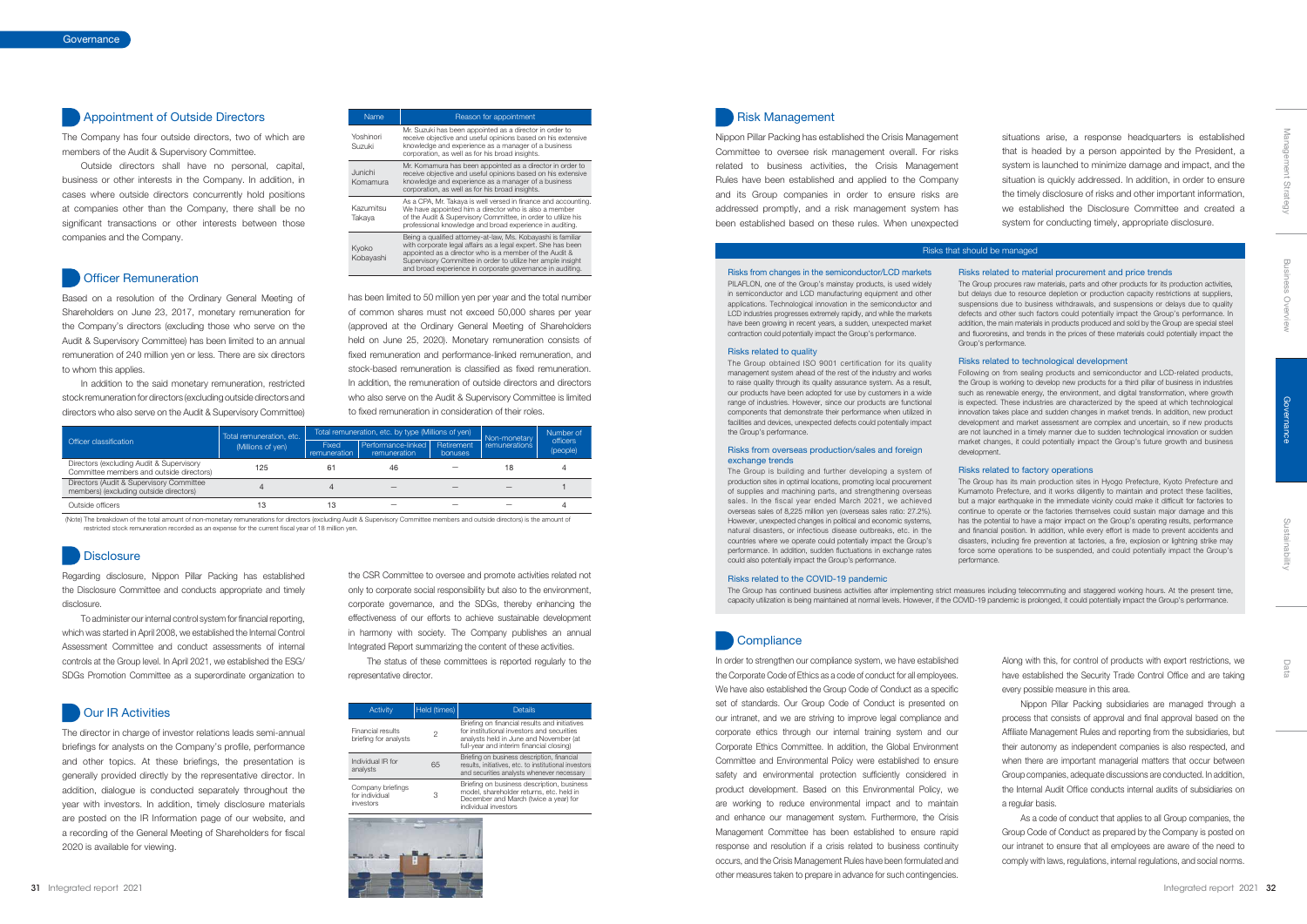## Appointment of Outside Directors

The Company has four outside directors, two of which are members of the Audit & Supervisory Committee.

Outside directors shall have no personal, capital, business or other interests in the Company. In addition, in cases where outside directors concurrently hold positions at companies other than the Company, there shall be no significant transactions or other interests between those companies and the Company.

| Name | Reason for appointment |
|---|---|
| Yoshinori Suzuki | Mr. Suzuki has been appointed as a director in order to receive objective and useful opinions based on his extensive knowledge and experience as a manager of a business corporation, as well as for his broad insights. |
| Junichi Komamura | Mr. Komamura has been appointed as a director in order to receive objective and useful opinions based on his extensive knowledge and experience as a manager of a business corporation, as well as for his broad insights. |
| Kazumitsu Takaya | As a CPA, Mr. Takaya is well versed in finance and accounting. We have appointed him a director who is also a member of the Audit & Supervisory Committee, in order to utilize his professional knowledge and broad experience in auditing. |
| Kyoko Kobayashi | Being a qualified attorney-at-law, Ms. Kobayashi is familiar with corporate legal affairs as a legal expert. She has been appointed as a director who is a member of the Audit & Supervisory Committee in order to utilize her ample insight and broad experience in corporate governance in auditing. |

## Officer Remuneration

Based on a resolution of the Ordinary General Meeting of Shareholders on June 23, 2017, monetary remuneration for the Company's directors (excluding those who serve on the Audit & Supervisory Committee) has been limited to an annual remuneration of 240 million yen or less. There are six directors to whom this applies.

In addition to the said monetary remuneration, restricted stock remuneration for directors (excluding outside directors and directors who also serve on the Audit & Supervisory Committee) has been limited to 50 million yen per year and the total number of common shares must not exceed 50,000 shares per year (approved at the Ordinary General Meeting of Shareholders held on June 25, 2020). Monetary remuneration consists of fixed remuneration and performance-linked remuneration, and stock-based remuneration is classified as fixed remuneration. In addition, the remuneration of outside directors and directors who also serve on the Audit & Supervisory Committee is limited to fixed remuneration in consideration of their roles.

| Officer classification | Total remuneration, etc. (Millions of yen) | Total remuneration, etc. by type (Millions of yen) | | | | Number of officers (people) |
|---|---|---|---|---|---|---|
| | | Fixed remuneration | Performance-linked remuneration | Retirement bonuses | Non-monetary remunerations | |
| Directors (excluding Audit & Supervisory Committee members and outside directors) | 125 | 61 | 46 | — | 18 | 4 |
| Directors (Audit & Supervisory Committee members) (excluding outside directors) | 4 | 4 | — | — | — | 1 |
| Outside officers | 13 | 13 | — | — | — | 4 |

(Note) The breakdown of the total amount of non-monetary remunerations for directors (excluding Audit & Supervisory Committee members and outside directors) is the amount of restricted stock remuneration recorded as an expense for the current fiscal year of 18 million yen.

## Disclosure

Regarding disclosure, Nippon Pillar Packing has established the Disclosure Committee and conducts appropriate and timely disclosure.

To administer our internal control system for financial reporting, which was started in April 2008, we established the Internal Control Assessment Committee and conduct assessments of internal controls at the Group level. In April 2021, we established the ESG/SDGs Promotion Committee as a superordinate organization to the CSR Committee to oversee and promote activities related not only to corporate social responsibility but also to the environment, corporate governance, and the SDGs, thereby enhancing the effectiveness of our efforts to achieve sustainable development in harmony with society. The Company publishes an annual Integrated Report summarizing the content of these activities.

The status of these committees is reported regularly to the representative director.

## Our IR Activities

The director in charge of investor relations leads semi-annual briefings for analysts on the Company's profile, performance and other topics. At these briefings, the presentation is generally provided directly by the representative director. In addition, dialogue is conducted separately throughout the year with investors. In addition, timely disclosure materials are posted on the IR Information page of our website, and a recording of the General Meeting of Shareholders for fiscal 2020 is available for viewing.

| Activity | Held (times) | Details |
|---|---|---|
| Financial results briefing for analysts | 2 | Briefing on financial results and initiatives for institutional investors and securities analysts held in June and November (at full-year and interim financial closing) |
| Individual IR for analysts | 65 | Briefing on business description, financial results, initiatives, etc. to institutional investors and securities analysts whenever necessary |
| Company briefings for individual investors | 3 | Briefing on business description, business model, shareholder returns, etc. held in December and March (twice a year) for individual investors |

## Risk Management

Nippon Pillar Packing has established the Crisis Management Committee to oversee risk management overall. For risks related to business activities, the Crisis Management Rules have been established and applied to the Company and its Group companies in order to ensure risks are addressed promptly, and a risk management system has been established based on these rules. When unexpected situations arise, a response headquarters is established that is headed by a person appointed by the President, a system is launched to minimize damage and impact, and the situation is quickly addressed. In addition, in order to ensure the timely disclosure of risks and other important information, we established the Disclosure Committee and created a system for conducting timely, appropriate disclosure.

### Risks that should be managed

**Risks from changes in the semiconductor/LCD markets**

PILAFLON, one of the Group's mainstay products, is used widely in semiconductor and LCD manufacturing equipment and other applications. Technological innovation in the semiconductor and LCD industries progresses extremely rapidly, and while the markets have been growing in recent years, a sudden, unexpected market contraction could potentially impact the Group's performance.

**Risks related to quality**

The Group obtained ISO 9001 certification for its quality management system ahead of the rest of the industry and works to raise quality through its quality assurance system. As a result, our products have been adopted for use by customers in a wide range of industries. However, since our products are functional components that demonstrate their performance when utilized in facilities and devices, unexpected defects could potentially impact the Group's performance.

**Risks from overseas production/sales and foreign exchange trends**

The Group is building and further developing a system of production sites in optimal locations, promoting local procurement of supplies and machining parts, and strengthening overseas sales. In the fiscal year ended March 2021, we achieved overseas sales of 8,225 million yen (overseas sales ratio: 27.2%). However, unexpected changes in political and economic systems, natural disasters, or infectious disease outbreaks, etc. in the countries where we operate could potentially impact the Group's performance. In addition, sudden fluctuations in exchange rates could also potentially impact the Group's performance.

**Risks related to material procurement and price trends**

The Group procures raw materials, parts and other products for its production activities, but delays due to resource depletion or production capacity restrictions at suppliers, suspensions due to business withdrawals, and suspensions or delays due to quality defects and other such factors could potentially impact the Group's performance. In addition, the main materials in products produced and sold by the Group are special steel and fluororesins, and trends in the prices of these materials could potentially impact the Group's performance.

**Risks related to technological development**

Following on from sealing products and semiconductor and LCD-related products, the Group is working to develop new products for a third pillar of business in industries such as renewable energy, the environment, and digital transformation, where growth is expected. These industries are characterized by the speed at which technological innovation takes place and sudden changes in market trends. In addition, new product development and market assessment are complex and uncertain, so if new products are not launched in a timely manner due to sudden technological innovation or sudden market changes, it could potentially impact the Group's future growth and business development.

**Risks related to factory operations**

The Group has its main production sites in Hyogo Prefecture, Kyoto Prefecture and Kumamoto Prefecture, and it works diligently to maintain and protect these facilities, but a major earthquake in the immediate vicinity could make it difficult for factories to continue to operate or the factories themselves could sustain major damage and this has the potential to have a major impact on the Group's operating results, performance and financial position. In addition, while every effort is made to prevent accidents and disasters, including fire prevention at factories, a fire, explosion or lightning strike may force some operations to be suspended, and could potentially impact the Group's performance.

**Risks related to the COVID-19 pandemic**

The Group has continued business activities after implementing strict measures including telecommuting and staggered working hours. At the present time, capacity utilization is being maintained at normal levels. However, if the COVID-19 pandemic is prolonged, it could potentially impact the Group's performance.

## Compliance

In order to strengthen our compliance system, we have established the Corporate Code of Ethics as a code of conduct for all employees. We have also established the Group Code of Conduct as a specific set of standards. Our Group Code of Conduct is presented on our intranet, and we are striving to improve legal compliance and corporate ethics through our internal training system and our Corporate Ethics Committee. In addition, the Global Environment Committee and Environmental Policy were established to ensure safety and environmental protection sufficiently considered in product development. Based on this Environmental Policy, we are working to reduce environmental impact and to maintain and enhance our management system. Furthermore, the Crisis Management Committee has been established to ensure rapid response and resolution if a crisis related to business continuity occurs, and the Crisis Management Rules have been formulated and other measures taken to prepare in advance for such contingencies.

Along with this, for control of products with export restrictions, we have established the Security Trade Control Office and are taking every possible measure in this area.

Nippon Pillar Packing subsidiaries are managed through a process that consists of approval and final approval based on the Affiliate Management Rules and reporting from the subsidiaries, but their autonomy as independent companies is also respected, and when there are important managerial matters that occur between Group companies, adequate discussions are conducted. In addition, the Internal Audit Office conducts internal audits of subsidiaries on a regular basis.

As a code of conduct that applies to all Group companies, the Group Code of Conduct as prepared by the Company is posted on our intranet to ensure that all employees are aware of the need to comply with laws, regulations, internal regulations, and social norms.